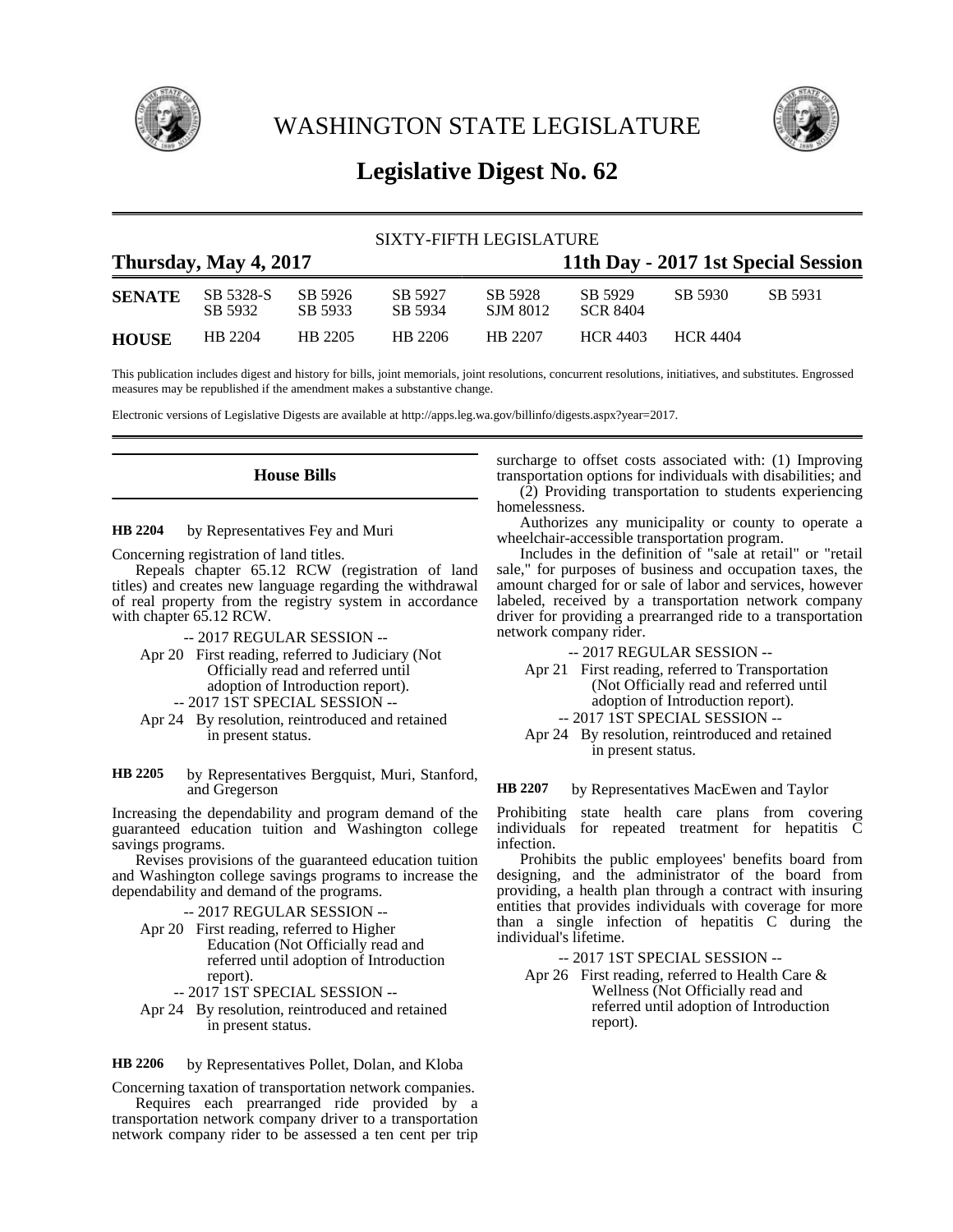# WASHINGTON STATE LEGISLATURE

## Legislative Digest No. 62

SIXTY-FIFTH LEGISLATURE

**Thursday, May 4, 2017** — **11th Day - 2017 1st Special Session**

| | | | | | | | |
|---|---|---|---|---|---|---|---|
| **SENATE** | SB 5328-S<br>SB 5932 | SB 5926<br>SB 5933 | SB 5927<br>SB 5934 | SB 5928<br>SJM 8012 | SB 5929<br>SCR 8404 | SB 5930 | SB 5931 |
| **HOUSE** | HB 2204 | HB 2205 | HB 2206 | HB 2207 | HCR 4403 | HCR 4404 | |

This publication includes digest and history for bills, joint memorials, joint resolutions, concurrent resolutions, initiatives, and substitutes. Engrossed measures may be republished if the amendment makes a substantive change.

Electronic versions of Legislative Digests are available at http://apps.leg.wa.gov/billinfo/digests.aspx?year=2017.

### House Bills

**HB 2204** by Representatives Fey and Muri

Concerning registration of land titles.

Repeals chapter 65.12 RCW (registration of land titles) and creates new language regarding the withdrawal of real property from the registry system in accordance with chapter 65.12 RCW.

-- 2017 REGULAR SESSION --

Apr 20 First reading, referred to Judiciary (Not Officially read and referred until adoption of Introduction report).

-- 2017 1ST SPECIAL SESSION --

Apr 24 By resolution, reintroduced and retained in present status.

**HB 2205** by Representatives Bergquist, Muri, Stanford, and Gregerson

Increasing the dependability and program demand of the guaranteed education tuition and Washington college savings programs.

Revises provisions of the guaranteed education tuition and Washington college savings programs to increase the dependability and demand of the programs.

-- 2017 REGULAR SESSION --

Apr 20 First reading, referred to Higher Education (Not Officially read and referred until adoption of Introduction report).

-- 2017 1ST SPECIAL SESSION --

Apr 24 By resolution, reintroduced and retained in present status.

**HB 2206** by Representatives Pollet, Dolan, and Kloba

Concerning taxation of transportation network companies.

Requires each prearranged ride provided by a transportation network company driver to a transportation network company rider to be assessed a ten cent per trip surcharge to offset costs associated with: (1) Improving transportation options for individuals with disabilities; and (2) Providing transportation to students experiencing homelessness.

Authorizes any municipality or county to operate a wheelchair-accessible transportation program.

Includes in the definition of "sale at retail" or "retail sale," for purposes of business and occupation taxes, the amount charged for or sale of labor and services, however labeled, received by a transportation network company driver for providing a prearranged ride to a transportation network company rider.

-- 2017 REGULAR SESSION --

Apr 21 First reading, referred to Transportation (Not Officially read and referred until adoption of Introduction report).

-- 2017 1ST SPECIAL SESSION --

Apr 24 By resolution, reintroduced and retained in present status.

**HB 2207** by Representatives MacEwen and Taylor

Prohibiting state health care plans from covering individuals for repeated treatment for hepatitis C infection.

Prohibits the public employees' benefits board from designing, and the administrator of the board from providing, a health plan through a contract with insuring entities that provides individuals with coverage for more than a single infection of hepatitis C during the individual's lifetime.

-- 2017 1ST SPECIAL SESSION --

Apr 26 First reading, referred to Health Care & Wellness (Not Officially read and referred until adoption of Introduction report).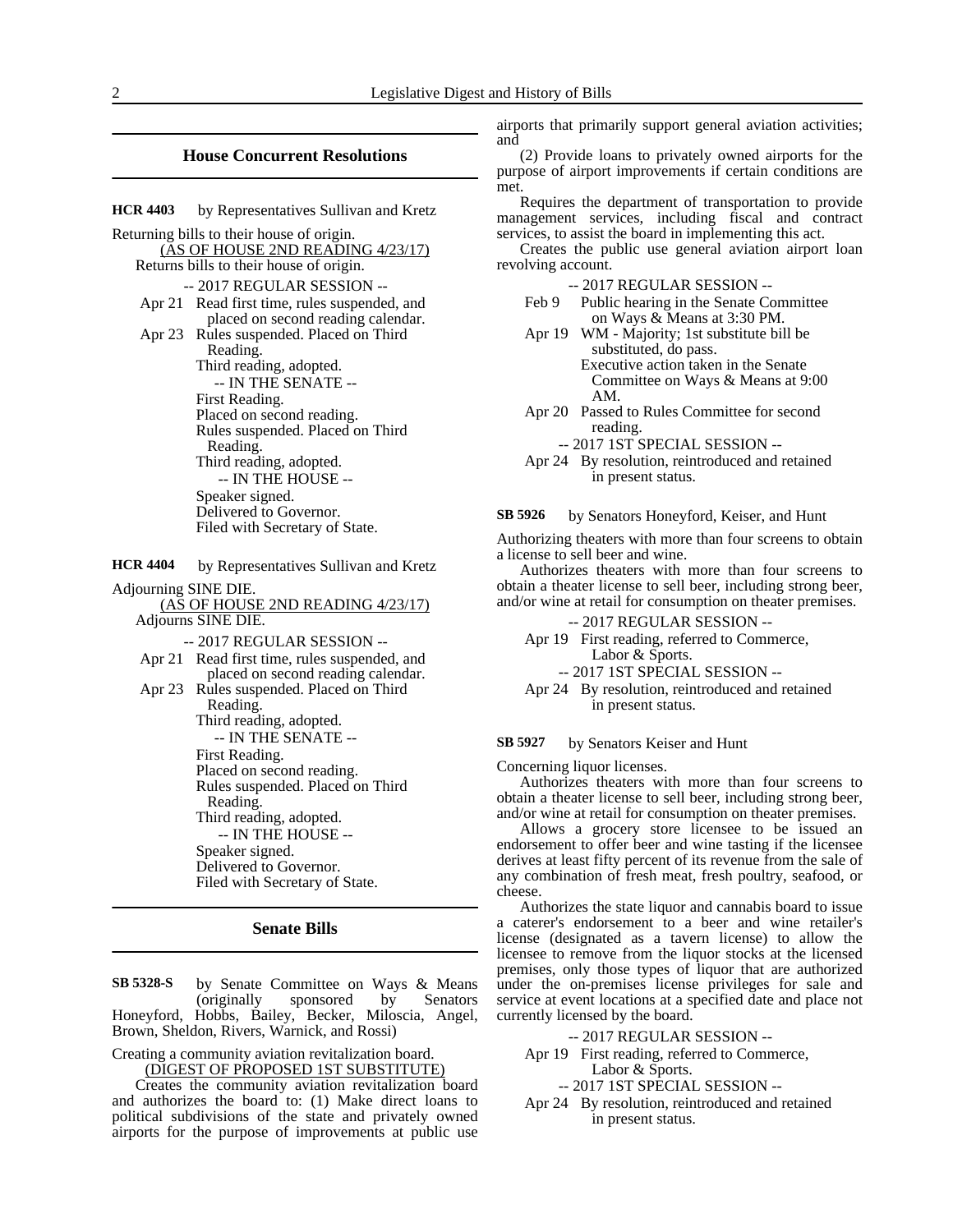## House Concurrent Resolutions

**HCR 4403** by Representatives Sullivan and Kretz

Returning bills to their house of origin.

(AS OF HOUSE 2ND READING 4/23/17)

Returns bills to their house of origin.

-- 2017 REGULAR SESSION --

Apr 21 Read first time, rules suspended, and placed on second reading calendar.

Apr 23 Rules suspended. Placed on Third Reading.
Third reading, adopted.
-- IN THE SENATE --
First Reading.
Placed on second reading.
Rules suspended. Placed on Third Reading.
Third reading, adopted.
-- IN THE HOUSE --
Speaker signed.
Delivered to Governor.
Filed with Secretary of State.

**HCR 4404** by Representatives Sullivan and Kretz

Adjourning SINE DIE.

(AS OF HOUSE 2ND READING 4/23/17)

Adjourns SINE DIE.

-- 2017 REGULAR SESSION --

Apr 21 Read first time, rules suspended, and placed on second reading calendar.

Apr 23 Rules suspended. Placed on Third Reading.
Third reading, adopted.
-- IN THE SENATE --
First Reading.
Placed on second reading.
Rules suspended. Placed on Third Reading.
Third reading, adopted.
-- IN THE HOUSE --
Speaker signed.
Delivered to Governor.
Filed with Secretary of State.

## Senate Bills

**SB 5328-S** by Senate Committee on Ways & Means (originally sponsored by Senators Honeyford, Hobbs, Bailey, Becker, Miloscia, Angel, Brown, Sheldon, Rivers, Warnick, and Rossi)

Creating a community aviation revitalization board.

(DIGEST OF PROPOSED 1ST SUBSTITUTE)

Creates the community aviation revitalization board and authorizes the board to: (1) Make direct loans to political subdivisions of the state and privately owned airports for the purpose of improvements at public use airports that primarily support general aviation activities; and

(2) Provide loans to privately owned airports for the purpose of airport improvements if certain conditions are met.

Requires the department of transportation to provide management services, including fiscal and contract services, to assist the board in implementing this act.

Creates the public use general aviation airport loan revolving account.

-- 2017 REGULAR SESSION --

Feb 9 Public hearing in the Senate Committee on Ways & Means at 3:30 PM.

Apr 19 WM - Majority; 1st substitute bill be substituted, do pass.
Executive action taken in the Senate Committee on Ways & Means at 9:00 AM.

Apr 20 Passed to Rules Committee for second reading.

-- 2017 1ST SPECIAL SESSION --

Apr 24 By resolution, reintroduced and retained in present status.

**SB 5926** by Senators Honeyford, Keiser, and Hunt

Authorizing theaters with more than four screens to obtain a license to sell beer and wine.

Authorizes theaters with more than four screens to obtain a theater license to sell beer, including strong beer, and/or wine at retail for consumption on theater premises.

-- 2017 REGULAR SESSION --

Apr 19 First reading, referred to Commerce, Labor & Sports.

-- 2017 1ST SPECIAL SESSION --

Apr 24 By resolution, reintroduced and retained in present status.

**SB 5927** by Senators Keiser and Hunt

Concerning liquor licenses.

Authorizes theaters with more than four screens to obtain a theater license to sell beer, including strong beer, and/or wine at retail for consumption on theater premises.

Allows a grocery store licensee to be issued an endorsement to offer beer and wine tasting if the licensee derives at least fifty percent of its revenue from the sale of any combination of fresh meat, fresh poultry, seafood, or cheese.

Authorizes the state liquor and cannabis board to issue a caterer's endorsement to a beer and wine retailer's license (designated as a tavern license) to allow the licensee to remove from the liquor stocks at the licensed premises, only those types of liquor that are authorized under the on-premises license privileges for sale and service at event locations at a specified date and place not currently licensed by the board.

-- 2017 REGULAR SESSION --

Apr 19 First reading, referred to Commerce, Labor & Sports.

-- 2017 1ST SPECIAL SESSION --

Apr 24 By resolution, reintroduced and retained in present status.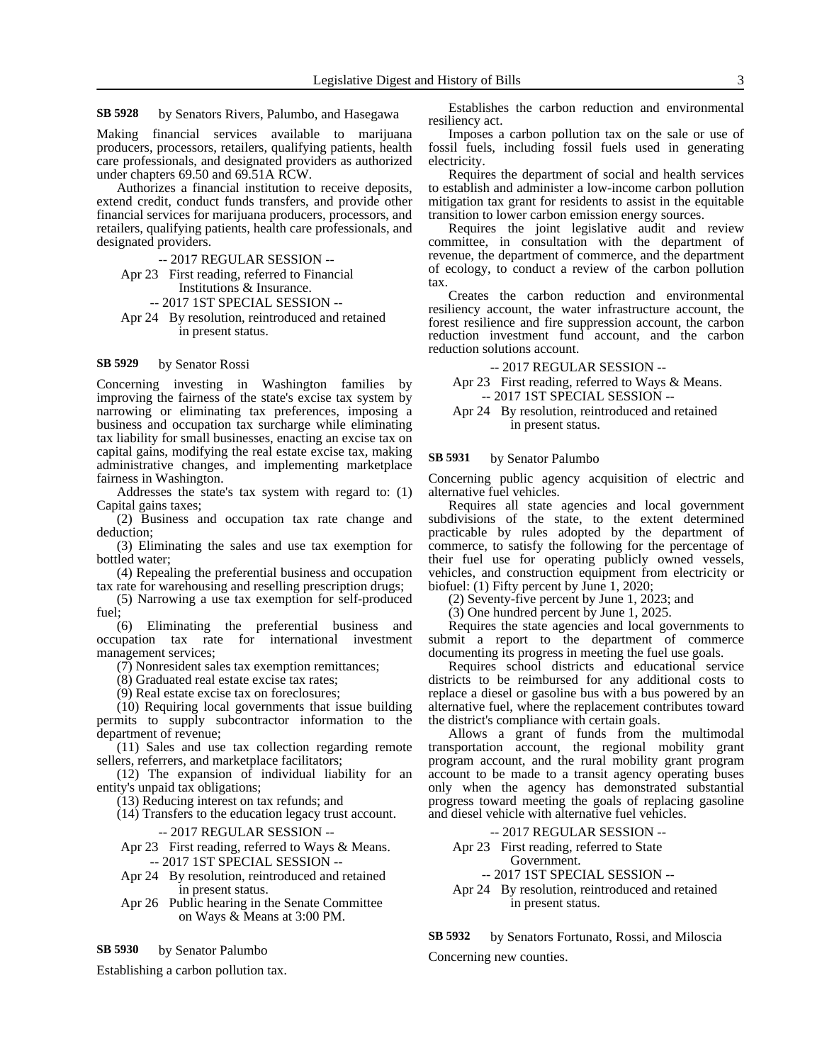**SB 5928** by Senators Rivers, Palumbo, and Hasegawa

Making financial services available to marijuana producers, processors, retailers, qualifying patients, health care professionals, and designated providers as authorized under chapters 69.50 and 69.51A RCW.

Authorizes a financial institution to receive deposits, extend credit, conduct funds transfers, and provide other financial services for marijuana producers, processors, and retailers, qualifying patients, health care professionals, and designated providers.

-- 2017 REGULAR SESSION --

Apr 23 First reading, referred to Financial Institutions & Insurance.

-- 2017 1ST SPECIAL SESSION --

Apr 24 By resolution, reintroduced and retained in present status.

**SB 5929** by Senator Rossi

Concerning investing in Washington families by improving the fairness of the state's excise tax system by narrowing or eliminating tax preferences, imposing a business and occupation tax surcharge while eliminating tax liability for small businesses, enacting an excise tax on capital gains, modifying the real estate excise tax, making administrative changes, and implementing marketplace fairness in Washington.

Addresses the state's tax system with regard to: (1) Capital gains taxes;

(2) Business and occupation tax rate change and deduction;

(3) Eliminating the sales and use tax exemption for bottled water;

(4) Repealing the preferential business and occupation tax rate for warehousing and reselling prescription drugs;

(5) Narrowing a use tax exemption for self-produced fuel;

(6) Eliminating the preferential business and occupation tax rate for international investment management services;

(7) Nonresident sales tax exemption remittances;

(8) Graduated real estate excise tax rates;

(9) Real estate excise tax on foreclosures;

(10) Requiring local governments that issue building permits to supply subcontractor information to the department of revenue;

(11) Sales and use tax collection regarding remote sellers, referrers, and marketplace facilitators;

(12) The expansion of individual liability for an entity's unpaid tax obligations;

(13) Reducing interest on tax refunds; and

(14) Transfers to the education legacy trust account.

-- 2017 REGULAR SESSION --

Apr 23 First reading, referred to Ways & Means.

-- 2017 1ST SPECIAL SESSION --

Apr 24 By resolution, reintroduced and retained in present status.

Apr 26 Public hearing in the Senate Committee on Ways & Means at 3:00 PM.

**SB 5930** by Senator Palumbo

Establishing a carbon pollution tax.

Establishes the carbon reduction and environmental resiliency act.

Imposes a carbon pollution tax on the sale or use of fossil fuels, including fossil fuels used in generating electricity.

Requires the department of social and health services to establish and administer a low-income carbon pollution mitigation tax grant for residents to assist in the equitable transition to lower carbon emission energy sources.

Requires the joint legislative audit and review committee, in consultation with the department of revenue, the department of commerce, and the department of ecology, to conduct a review of the carbon pollution tax.

Creates the carbon reduction and environmental resiliency account, the water infrastructure account, the forest resilience and fire suppression account, the carbon reduction investment fund account, and the carbon reduction solutions account.

-- 2017 REGULAR SESSION --

Apr 23 First reading, referred to Ways & Means.

-- 2017 1ST SPECIAL SESSION --

Apr 24 By resolution, reintroduced and retained in present status.

**SB 5931** by Senator Palumbo

Concerning public agency acquisition of electric and alternative fuel vehicles.

Requires all state agencies and local government subdivisions of the state, to the extent determined practicable by rules adopted by the department of commerce, to satisfy the following for the percentage of their fuel use for operating publicly owned vessels, vehicles, and construction equipment from electricity or biofuel: (1) Fifty percent by June 1, 2020;

(2) Seventy-five percent by June 1, 2023; and

(3) One hundred percent by June 1, 2025.

Requires the state agencies and local governments to submit a report to the department of commerce documenting its progress in meeting the fuel use goals.

Requires school districts and educational service districts to be reimbursed for any additional costs to replace a diesel or gasoline bus with a bus powered by an alternative fuel, where the replacement contributes toward the district's compliance with certain goals.

Allows a grant of funds from the multimodal transportation account, the regional mobility grant program account, and the rural mobility grant program account to be made to a transit agency operating buses only when the agency has demonstrated substantial progress toward meeting the goals of replacing gasoline and diesel vehicle with alternative fuel vehicles.

-- 2017 REGULAR SESSION --

Apr 23 First reading, referred to State Government.

-- 2017 1ST SPECIAL SESSION --

Apr 24 By resolution, reintroduced and retained in present status.

**SB 5932** by Senators Fortunato, Rossi, and Miloscia

Concerning new counties.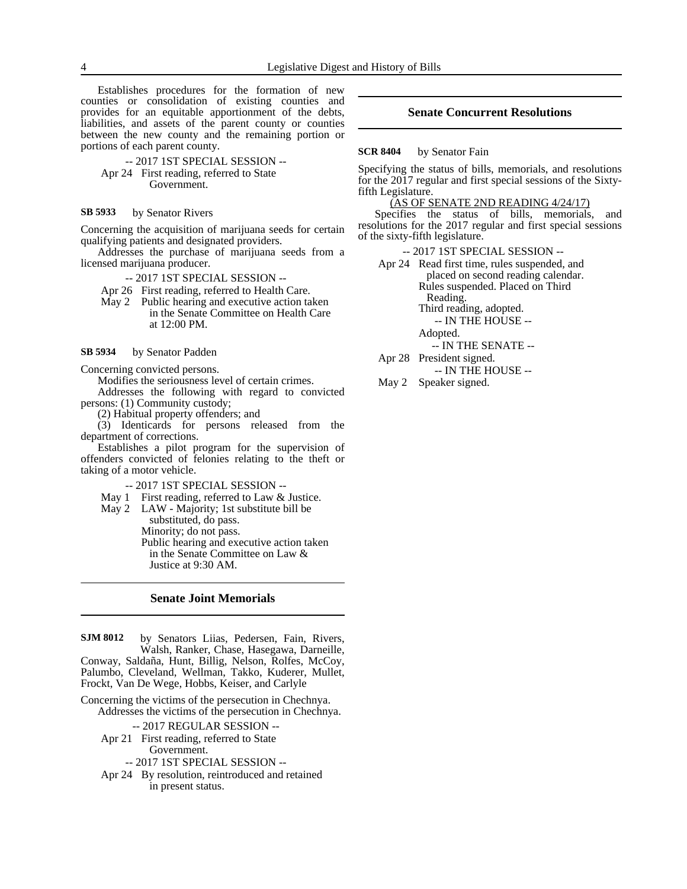Establishes procedures for the formation of new counties or consolidation of existing counties and provides for an equitable apportionment of the debts, liabilities, and assets of the parent county or counties between the new county and the remaining portion or portions of each parent county.

-- 2017 1ST SPECIAL SESSION --

Apr 24 First reading, referred to State Government.

**SB 5933** by Senator Rivers

Concerning the acquisition of marijuana seeds for certain qualifying patients and designated providers.

Addresses the purchase of marijuana seeds from a licensed marijuana producer.

-- 2017 1ST SPECIAL SESSION --

Apr 26 First reading, referred to Health Care.

May 2 Public hearing and executive action taken in the Senate Committee on Health Care at 12:00 PM.

**SB 5934** by Senator Padden

Concerning convicted persons.

Modifies the seriousness level of certain crimes.

Addresses the following with regard to convicted persons: (1) Community custody;

(2) Habitual property offenders; and

(3) Identicards for persons released from the department of corrections.

Establishes a pilot program for the supervision of offenders convicted of felonies relating to the theft or taking of a motor vehicle.

-- 2017 1ST SPECIAL SESSION --

May 1 First reading, referred to Law & Justice.

May 2 LAW - Majority; 1st substitute bill be substituted, do pass.
Minority; do not pass.
Public hearing and executive action taken in the Senate Committee on Law & Justice at 9:30 AM.

## Senate Joint Memorials

**SJM 8012** by Senators Liias, Pedersen, Fain, Rivers, Walsh, Ranker, Chase, Hasegawa, Darneille, Conway, Saldaña, Hunt, Billig, Nelson, Rolfes, McCoy, Palumbo, Cleveland, Wellman, Takko, Kuderer, Mullet, Frockt, Van De Wege, Hobbs, Keiser, and Carlyle

Concerning the victims of the persecution in Chechnya.

Addresses the victims of the persecution in Chechnya.

-- 2017 REGULAR SESSION --

Apr 21 First reading, referred to State Government.

-- 2017 1ST SPECIAL SESSION --

Apr 24 By resolution, reintroduced and retained in present status.

## Senate Concurrent Resolutions

**SCR 8404** by Senator Fain

Specifying the status of bills, memorials, and resolutions for the 2017 regular and first special sessions of the Sixty-fifth Legislature.

(AS OF SENATE 2ND READING 4/24/17)

Specifies the status of bills, memorials, and resolutions for the 2017 regular and first special sessions of the sixty-fifth legislature.

-- 2017 1ST SPECIAL SESSION --

Apr 24 Read first time, rules suspended, and placed on second reading calendar.
Rules suspended. Placed on Third Reading.
Third reading, adopted.
-- IN THE HOUSE --
Adopted.
-- IN THE SENATE --

Apr 28 President signed.
-- IN THE HOUSE --

May 2 Speaker signed.